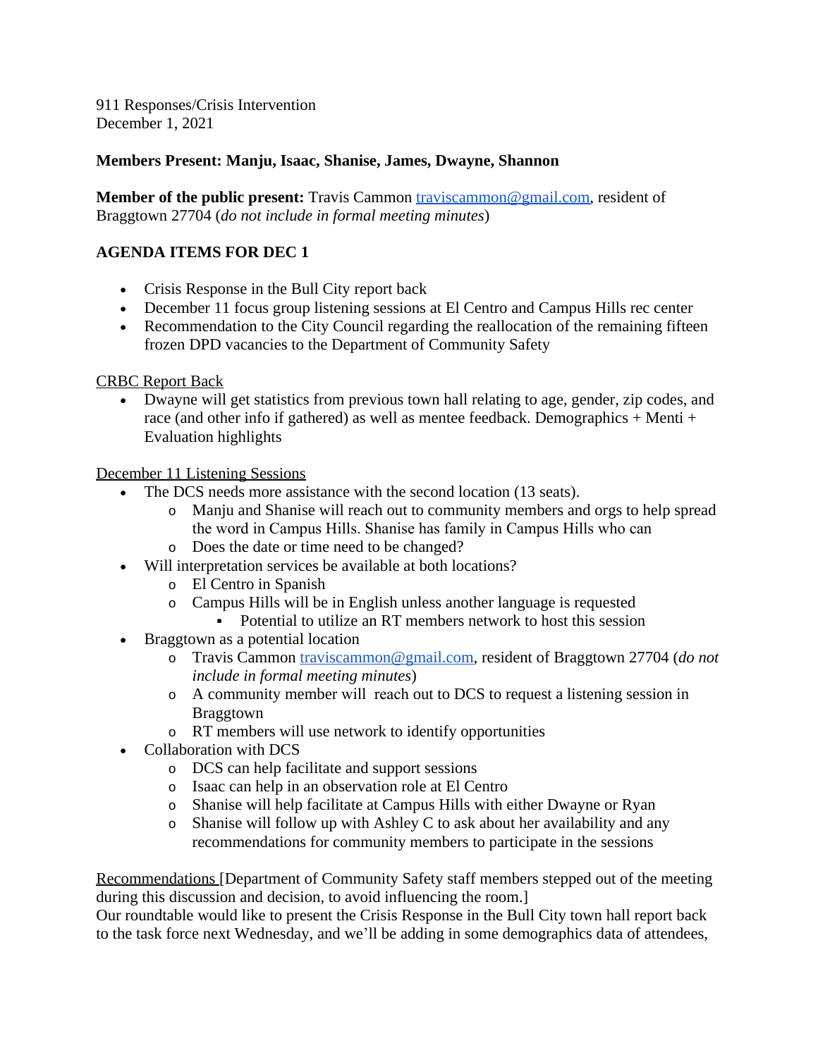911 Responses/Crisis Intervention
December 1, 2021

**Members Present: Manju, Isaac, Shanise, James, Dwayne, Shannon**

**Member of the public present:** Travis Cammon traviscammon@gmail.com, resident of Braggtown 27704 (*do not include in formal meeting minutes*)

**AGENDA ITEMS FOR DEC 1**

- Crisis Response in the Bull City report back
- December 11 focus group listening sessions at El Centro and Campus Hills rec center
- Recommendation to the City Council regarding the reallocation of the remaining fifteen frozen DPD vacancies to the Department of Community Safety

<u>CRBC Report Back</u>

- Dwayne will get statistics from previous town hall relating to age, gender, zip codes, and race (and other info if gathered) as well as mentee feedback. Demographics + Menti + Evaluation highlights

<u>December 11 Listening Sessions</u>

- The DCS needs more assistance with the second location (13 seats).
  - Manju and Shanise will reach out to community members and orgs to help spread the word in Campus Hills. Shanise has family in Campus Hills who can
  - Does the date or time need to be changed?
- Will interpretation services be available at both locations?
  - El Centro in Spanish
  - Campus Hills will be in English unless another language is requested
    - Potential to utilize an RT members network to host this session
- Braggtown as a potential location
  - Travis Cammon traviscammon@gmail.com, resident of Braggtown 27704 (*do not include in formal meeting minutes*)
  - A community member will reach out to DCS to request a listening session in Braggtown
  - RT members will use network to identify opportunities
- Collaboration with DCS
  - DCS can help facilitate and support sessions
  - Isaac can help in an observation role at El Centro
  - Shanise will help facilitate at Campus Hills with either Dwayne or Ryan
  - Shanise will follow up with Ashley C to ask about her availability and any recommendations for community members to participate in the sessions

<u>Recommendations</u> [Department of Community Safety staff members stepped out of the meeting during this discussion and decision, to avoid influencing the room.]
Our roundtable would like to present the Crisis Response in the Bull City town hall report back to the task force next Wednesday, and we'll be adding in some demographics data of attendees,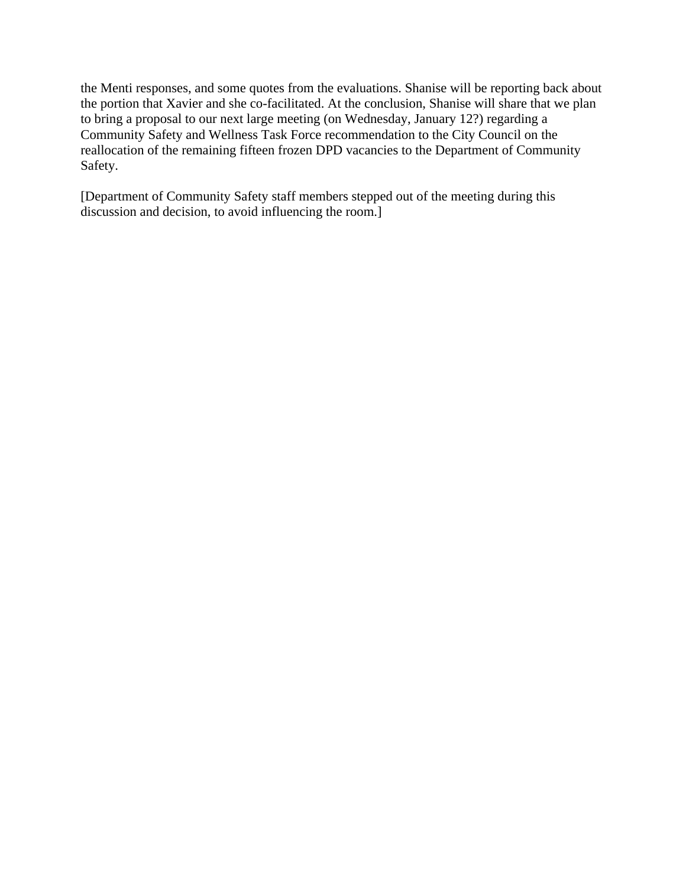the Menti responses, and some quotes from the evaluations. Shanise will be reporting back about the portion that Xavier and she co-facilitated. At the conclusion, Shanise will share that we plan to bring a proposal to our next large meeting (on Wednesday, January 12?) regarding a Community Safety and Wellness Task Force recommendation to the City Council on the reallocation of the remaining fifteen frozen DPD vacancies to the Department of Community Safety.

[Department of Community Safety staff members stepped out of the meeting during this discussion and decision, to avoid influencing the room.]